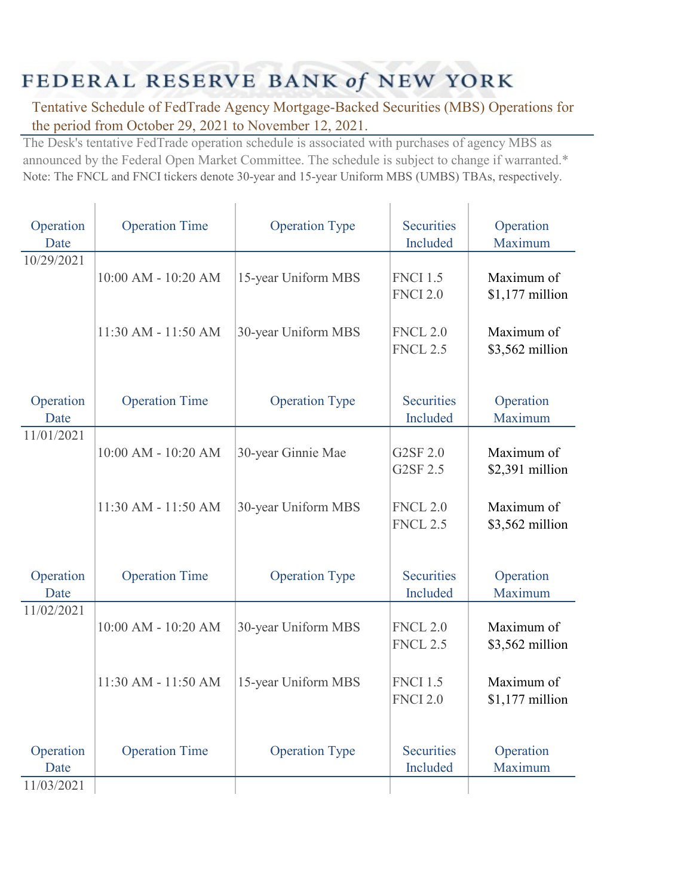# FEDERAL RESERVE BANK of NEW YORK

Tentative Schedule of FedTrade Agency Mortgage-Backed Securities (MBS) Operations for the period from October 29, 2021 to November 12, 2021.

The Desk's tentative FedTrade operation schedule is associated with purchases of agency MBS as announced by the Federal Open Market Committee. The schedule is subject to change if warranted.*

Note: The FNCL and FNCI tickers denote 30-year and 15-year Uniform MBS (UMBS) TBAs, respectively.

| Operation Date | Operation Time | Operation Type | Securities Included | Operation Maximum |
|---|---|---|---|---|
| 10/29/2021 | 10:00 AM - 10:20 AM | 15-year Uniform MBS | FNCI 1.5<br>FNCI 2.0 | Maximum of $1,177 million |
| | 11:30 AM - 11:50 AM | 30-year Uniform MBS | FNCL 2.0<br>FNCL 2.5 | Maximum of $3,562 million |

| Operation Date | Operation Time | Operation Type | Securities Included | Operation Maximum |
|---|---|---|---|---|
| 11/01/2021 | 10:00 AM - 10:20 AM | 30-year Ginnie Mae | G2SF 2.0<br>G2SF 2.5 | Maximum of $2,391 million |
| | 11:30 AM - 11:50 AM | 30-year Uniform MBS | FNCL 2.0<br>FNCL 2.5 | Maximum of $3,562 million |

| Operation Date | Operation Time | Operation Type | Securities Included | Operation Maximum |
|---|---|---|---|---|
| 11/02/2021 | 10:00 AM - 10:20 AM | 30-year Uniform MBS | FNCL 2.0<br>FNCL 2.5 | Maximum of $3,562 million |
| | 11:30 AM - 11:50 AM | 15-year Uniform MBS | FNCI 1.5<br>FNCI 2.0 | Maximum of $1,177 million |

| Operation Date | Operation Time | Operation Type | Securities Included | Operation Maximum |
|---|---|---|---|---|
| 11/03/2021 | | | | |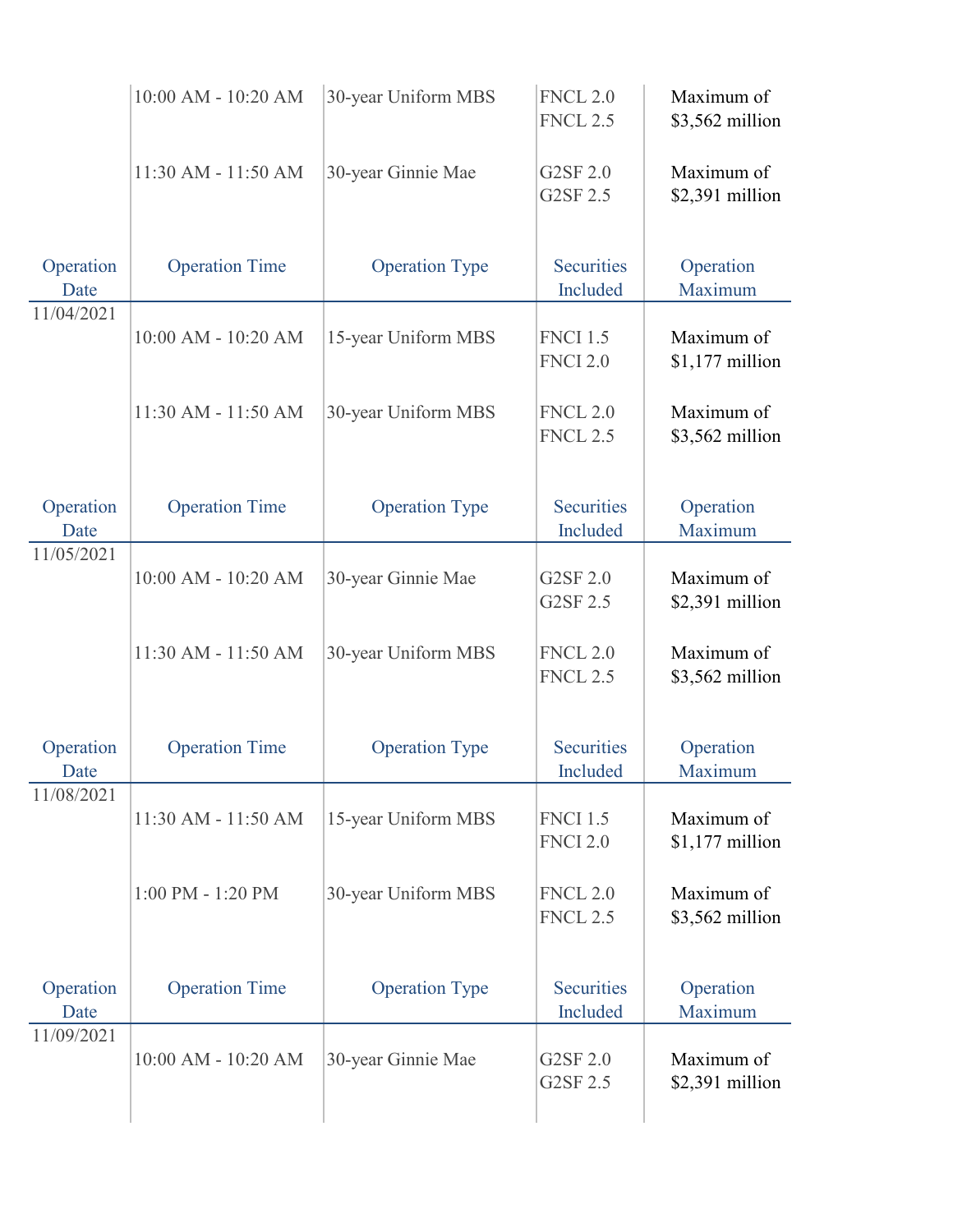| Operation Date | Operation Time | Operation Type | Securities Included | Operation Maximum |
|---|---|---|---|---|
| | 10:00 AM - 10:20 AM | 30-year Uniform MBS | FNCL 2.0<br>FNCL 2.5 | Maximum of $3,562 million |
| | 11:30 AM - 11:50 AM | 30-year Ginnie Mae | G2SF 2.0<br>G2SF 2.5 | Maximum of $2,391 million |

| Operation Date | Operation Time | Operation Type | Securities Included | Operation Maximum |
|---|---|---|---|---|
| 11/04/2021 | 10:00 AM - 10:20 AM | 15-year Uniform MBS | FNCI 1.5<br>FNCI 2.0 | Maximum of $1,177 million |
| | 11:30 AM - 11:50 AM | 30-year Uniform MBS | FNCL 2.0<br>FNCL 2.5 | Maximum of $3,562 million |

| Operation Date | Operation Time | Operation Type | Securities Included | Operation Maximum |
|---|---|---|---|---|
| 11/05/2021 | 10:00 AM - 10:20 AM | 30-year Ginnie Mae | G2SF 2.0<br>G2SF 2.5 | Maximum of $2,391 million |
| | 11:30 AM - 11:50 AM | 30-year Uniform MBS | FNCL 2.0<br>FNCL 2.5 | Maximum of $3,562 million |

| Operation Date | Operation Time | Operation Type | Securities Included | Operation Maximum |
|---|---|---|---|---|
| 11/08/2021 | 11:30 AM - 11:50 AM | 15-year Uniform MBS | FNCI 1.5<br>FNCI 2.0 | Maximum of $1,177 million |
| | 1:00 PM - 1:20 PM | 30-year Uniform MBS | FNCL 2.0<br>FNCL 2.5 | Maximum of $3,562 million |

| Operation Date | Operation Time | Operation Type | Securities Included | Operation Maximum |
|---|---|---|---|---|
| 11/09/2021 | 10:00 AM - 10:20 AM | 30-year Ginnie Mae | G2SF 2.0<br>G2SF 2.5 | Maximum of $2,391 million |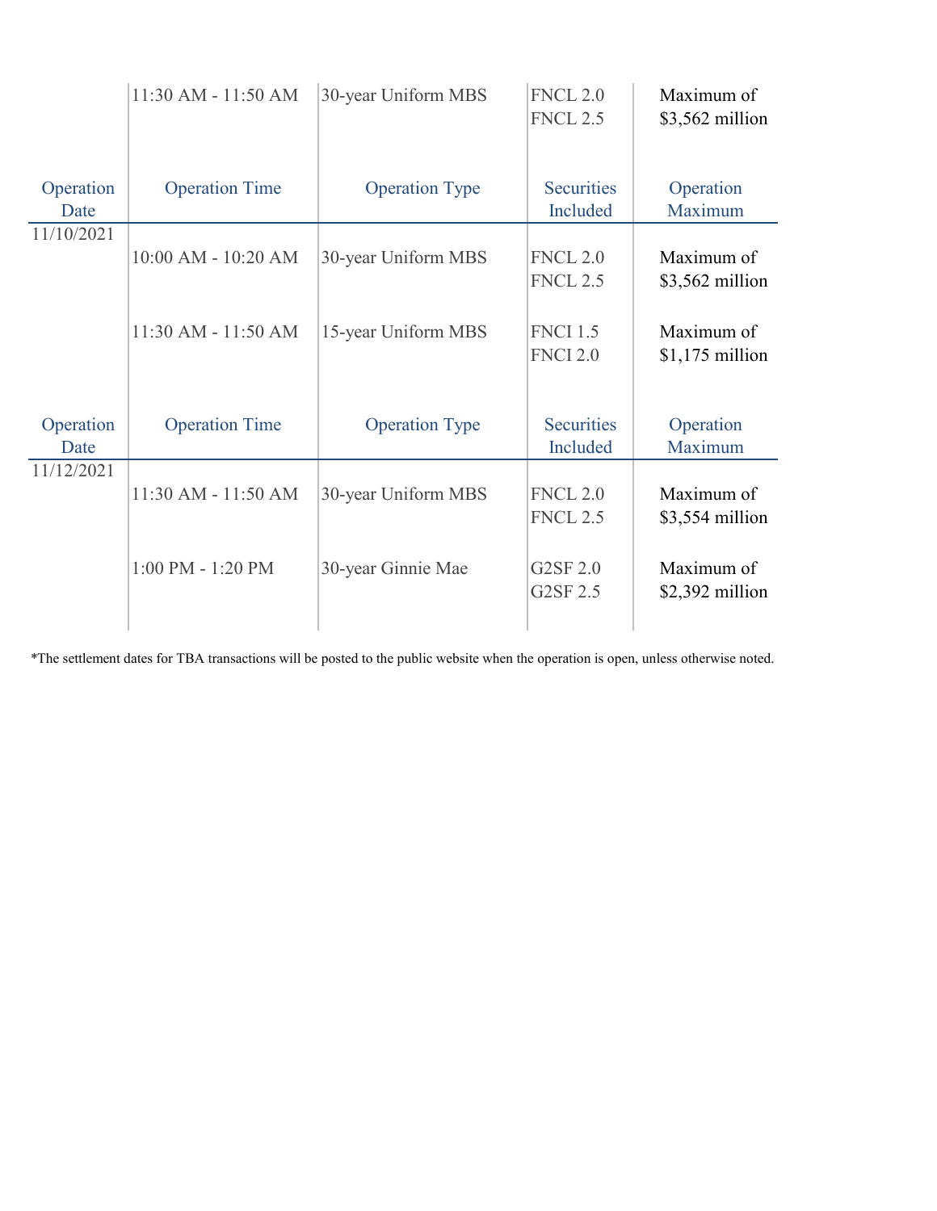| Operation Date | Operation Time | Operation Type | Securities Included | Operation Maximum |
|---|---|---|---|---|
| | 11:30 AM - 11:50 AM | 30-year Uniform MBS | FNCL 2.0<br>FNCL 2.5 | Maximum of $3,562 million |

| Operation Date | Operation Time | Operation Type | Securities Included | Operation Maximum |
|---|---|---|---|---|
| 11/10/2021 | 10:00 AM - 10:20 AM | 30-year Uniform MBS | FNCL 2.0<br>FNCL 2.5 | Maximum of $3,562 million |
| | 11:30 AM - 11:50 AM | 15-year Uniform MBS | FNCI 1.5<br>FNCI 2.0 | Maximum of $1,175 million |

| Operation Date | Operation Time | Operation Type | Securities Included | Operation Maximum |
|---|---|---|---|---|
| 11/12/2021 | 11:30 AM - 11:50 AM | 30-year Uniform MBS | FNCL 2.0<br>FNCL 2.5 | Maximum of $3,554 million |
| | 1:00 PM - 1:20 PM | 30-year Ginnie Mae | G2SF 2.0<br>G2SF 2.5 | Maximum of $2,392 million |

*The settlement dates for TBA transactions will be posted to the public website when the operation is open, unless otherwise noted.